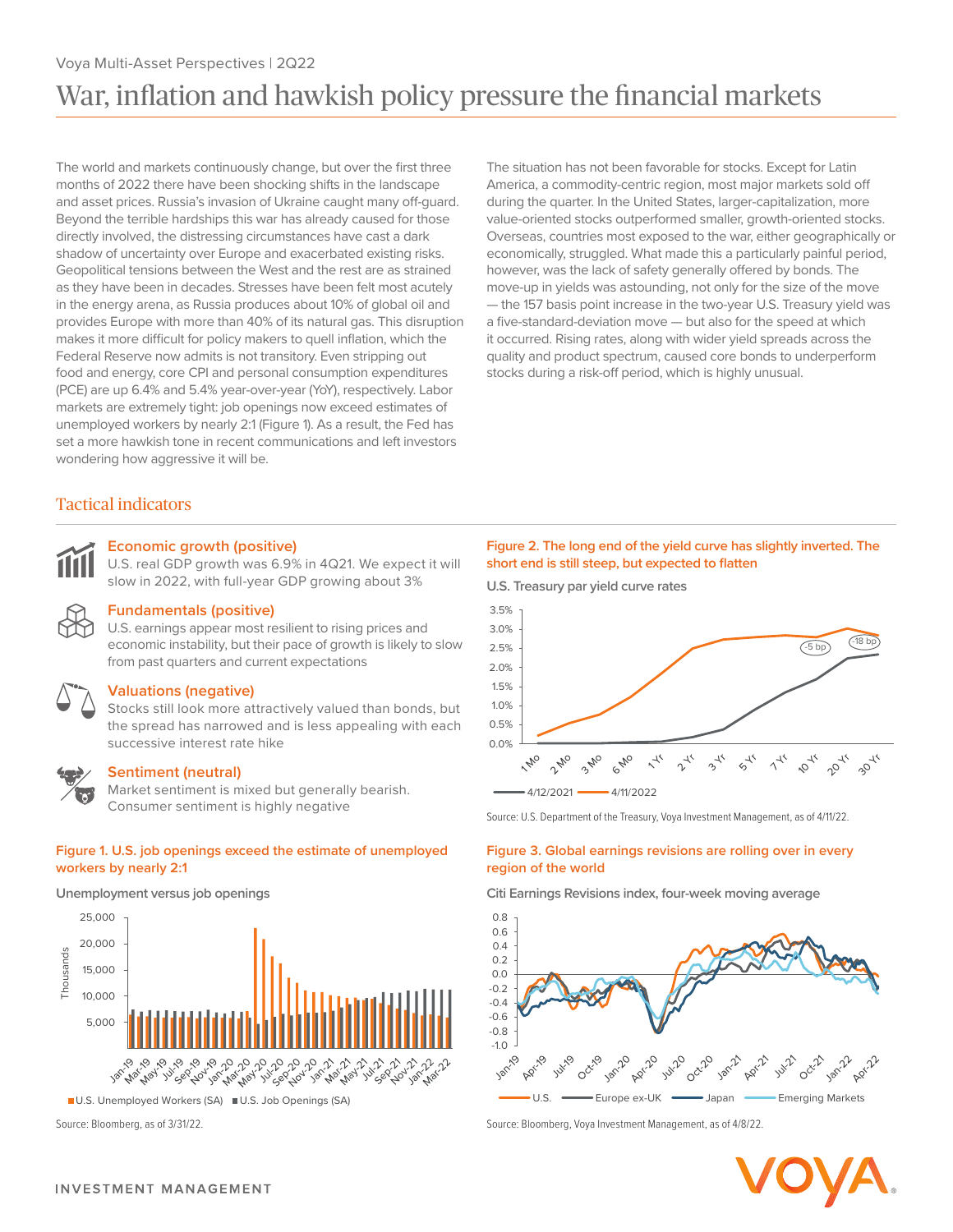Voya Multi-Asset Perspectives | 2Q22

# War, inflation and hawkish policy pressure the financial markets

The world and markets continuously change, but over the first three months of 2022 there have been shocking shifts in the landscape and asset prices. Russia's invasion of Ukraine caught many off-guard. Beyond the terrible hardships this war has already caused for those directly involved, the distressing circumstances have cast a dark shadow of uncertainty over Europe and exacerbated existing risks. Geopolitical tensions between the West and the rest are as strained as they have been in decades. Stresses have been felt most acutely in the energy arena, as Russia produces about 10% of global oil and provides Europe with more than 40% of its natural gas. This disruption makes it more difficult for policy makers to quell inflation, which the Federal Reserve now admits is not transitory. Even stripping out food and energy, core CPI and personal consumption expenditures (PCE) are up 6.4% and 5.4% year-over-year (YoY), respectively. Labor markets are extremely tight: job openings now exceed estimates of unemployed workers by nearly 2:1 (Figure 1). As a result, the Fed has set a more hawkish tone in recent communications and left investors wondering how aggressive it will be.

The situation has not been favorable for stocks. Except for Latin America, a commodity-centric region, most major markets sold off during the quarter. In the United States, larger-capitalization, more value-oriented stocks outperformed smaller, growth-oriented stocks. Overseas, countries most exposed to the war, either geographically or economically, struggled. What made this a particularly painful period, however, was the lack of safety generally offered by bonds. The move-up in yields was astounding, not only for the size of the move — the 157 basis point increase in the two-year U.S. Treasury yield was a five-standard-deviation move — but also for the speed at which it occurred. Rising rates, along with wider yield spreads across the quality and product spectrum, caused core bonds to underperform stocks during a risk-off period, which is highly unusual.

## Tactical indicators

### Economic growth (positive)

U.S. real GDP growth was 6.9% in 4Q21. We expect it will slow in 2022, with full-year GDP growing about 3%

### Fundamentals (positive)

U.S. earnings appear most resilient to rising prices and economic instability, but their pace of growth is likely to slow from past quarters and current expectations

### Valuations (negative)

Stocks still look more attractively valued than bonds, but the spread has narrowed and is less appealing with each successive interest rate hike

### Sentiment (neutral)

Market sentiment is mixed but generally bearish. Consumer sentiment is highly negative

**Figure 1. U.S. job openings exceed the estimate of unemployed workers by nearly 2:1**

Unemployment versus job openings

Source: Bloomberg, as of 3/31/22.

**Figure 2. The long end of the yield curve has slightly inverted. The short end is still steep, but expected to flatten**

U.S. Treasury par yield curve rates

Source: U.S. Department of the Treasury, Voya Investment Management, as of 4/11/22.

**Figure 3. Global earnings revisions are rolling over in every region of the world**

Citi Earnings Revisions index, four-week moving average

Source: Bloomberg, Voya Investment Management, as of 4/8/22.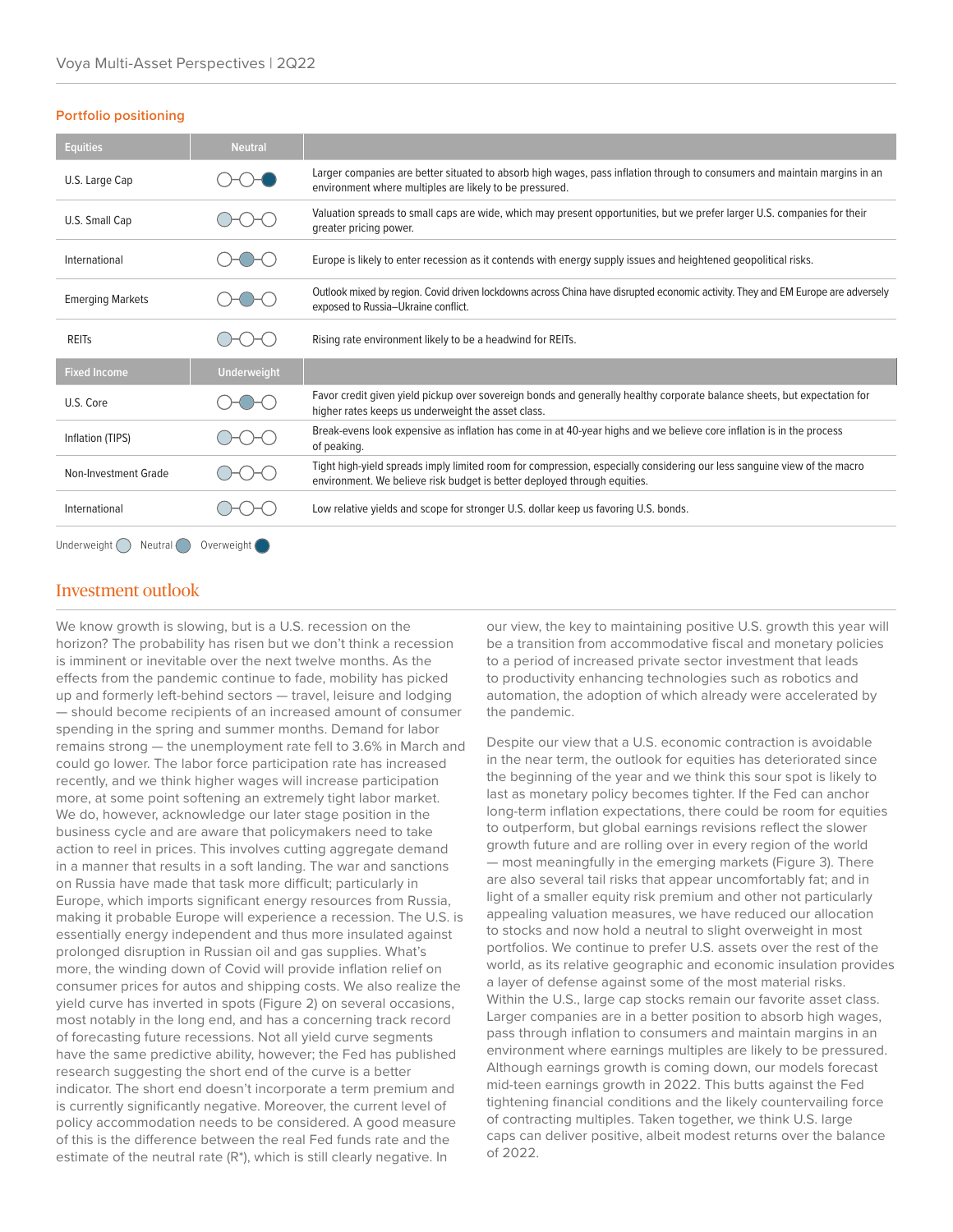## Portfolio positioning

| Equities | Neutral | |
|---|---|---|
| U.S. Large Cap | Overweight | Larger companies are better situated to absorb high wages, pass inflation through to consumers and maintain margins in an environment where multiples are likely to be pressured. |
| U.S. Small Cap | Underweight | Valuation spreads to small caps are wide, which may present opportunities, but we prefer larger U.S. companies for their greater pricing power. |
| International | Neutral | Europe is likely to enter recession as it contends with energy supply issues and heightened geopolitical risks. |
| Emerging Markets | Neutral | Outlook mixed by region. Covid driven lockdowns across China have disrupted economic activity. They and EM Europe are adversely exposed to Russia–Ukraine conflict. |
| REITs | Underweight | Rising rate environment likely to be a headwind for REITs. |
| **Fixed Income** | **Underweight** | |
| U.S. Core | Neutral | Favor credit given yield pickup over sovereign bonds and generally healthy corporate balance sheets, but expectation for higher rates keeps us underweight the asset class. |
| Inflation (TIPS) | Underweight | Break-evens look expensive as inflation has come in at 40-year highs and we believe core inflation is in the process of peaking. |
| Non-Investment Grade | Underweight | Tight high-yield spreads imply limited room for compression, especially considering our less sanguine view of the macro environment. We believe risk budget is better deployed through equities. |
| International | Underweight | Low relative yields and scope for stronger U.S. dollar keep us favoring U.S. bonds. |

Underweight ○ Neutral ○ Overweight ●

## Investment outlook

We know growth is slowing, but is a U.S. recession on the horizon? The probability has risen but we don't think a recession is imminent or inevitable over the next twelve months. As the effects from the pandemic continue to fade, mobility has picked up and formerly left-behind sectors — travel, leisure and lodging — should become recipients of an increased amount of consumer spending in the spring and summer months. Demand for labor remains strong — the unemployment rate fell to 3.6% in March and could go lower. The labor force participation rate has increased recently, and we think higher wages will increase participation more, at some point softening an extremely tight labor market. We do, however, acknowledge our later stage position in the business cycle and are aware that policymakers need to take action to reel in prices. This involves cutting aggregate demand in a manner that results in a soft landing. The war and sanctions on Russia have made that task more difficult; particularly in Europe, which imports significant energy resources from Russia, making it probable Europe will experience a recession. The U.S. is essentially energy independent and thus more insulated against prolonged disruption in Russian oil and gas supplies. What's more, the winding down of Covid will provide inflation relief on consumer prices for autos and shipping costs. We also realize the yield curve has inverted in spots (Figure 2) on several occasions, most notably in the long end, and has a concerning track record of forecasting future recessions. Not all yield curve segments have the same predictive ability, however; the Fed has published research suggesting the short end of the curve is a better indicator. The short end doesn't incorporate a term premium and is currently significantly negative. Moreover, the current level of policy accommodation needs to be considered. A good measure of this is the difference between the real Fed funds rate and the estimate of the neutral rate (R*), which is still clearly negative. In our view, the key to maintaining positive U.S. growth this year will be a transition from accommodative fiscal and monetary policies to a period of increased private sector investment that leads to productivity enhancing technologies such as robotics and automation, the adoption of which already were accelerated by the pandemic.

Despite our view that a U.S. economic contraction is avoidable in the near term, the outlook for equities has deteriorated since the beginning of the year and we think this sour spot is likely to last as monetary policy becomes tighter. If the Fed can anchor long-term inflation expectations, there could be room for equities to outperform, but global earnings revisions reflect the slower growth future and are rolling over in every region of the world — most meaningfully in the emerging markets (Figure 3). There are also several tail risks that appear uncomfortably fat; and in light of a smaller equity risk premium and other not particularly appealing valuation measures, we have reduced our allocation to stocks and now hold a neutral to slight overweight in most portfolios. We continue to prefer U.S. assets over the rest of the world, as its relative geographic and economic insulation provides a layer of defense against some of the most material risks. Within the U.S., large cap stocks remain our favorite asset class. Larger companies are in a better position to absorb high wages, pass through inflation to consumers and maintain margins in an environment where earnings multiples are likely to be pressured. Although earnings growth is coming down, our models forecast mid-teen earnings growth in 2022. This butts against the Fed tightening financial conditions and the likely countervailing force of contracting multiples. Taken together, we think U.S. large caps can deliver positive, albeit modest returns over the balance of 2022.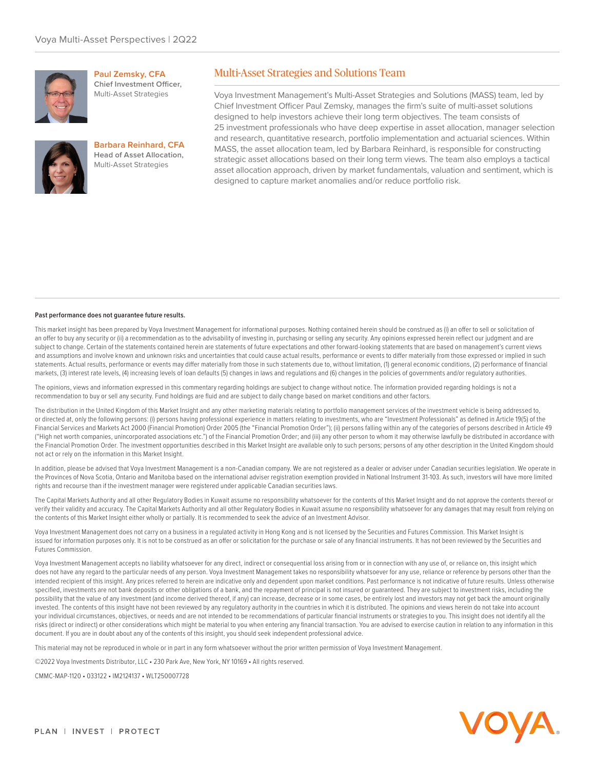**Paul Zemsky, CFA**
**Chief Investment Officer,**
Multi-Asset Strategies

**Barbara Reinhard, CFA**
**Head of Asset Allocation,**
Multi-Asset Strategies

## Multi-Asset Strategies and Solutions Team

Voya Investment Management's Multi-Asset Strategies and Solutions (MASS) team, led by Chief Investment Officer Paul Zemsky, manages the firm's suite of multi-asset solutions designed to help investors achieve their long term objectives. The team consists of 25 investment professionals who have deep expertise in asset allocation, manager selection and research, quantitative research, portfolio implementation and actuarial sciences. Within MASS, the asset allocation team, led by Barbara Reinhard, is responsible for constructing strategic asset allocations based on their long term views. The team also employs a tactical asset allocation approach, driven by market fundamentals, valuation and sentiment, which is designed to capture market anomalies and/or reduce portfolio risk.

**Past performance does not guarantee future results.**

This market insight has been prepared by Voya Investment Management for informational purposes. Nothing contained herein should be construed as (i) an offer to sell or solicitation of an offer to buy any security or (ii) a recommendation as to the advisability of investing in, purchasing or selling any security. Any opinions expressed herein reflect our judgment and are subject to change. Certain of the statements contained herein are statements of future expectations and other forward-looking statements that are based on management's current views and assumptions and involve known and unknown risks and uncertainties that could cause actual results, performance or events to differ materially from those expressed or implied in such statements. Actual results, performance or events may differ materially from those in such statements due to, without limitation, (1) general economic conditions, (2) performance of financial markets, (3) interest rate levels, (4) increasing levels of loan defaults (5) changes in laws and regulations and (6) changes in the policies of governments and/or regulatory authorities.

The opinions, views and information expressed in this commentary regarding holdings are subject to change without notice. The information provided regarding holdings is not a recommendation to buy or sell any security. Fund holdings are fluid and are subject to daily change based on market conditions and other factors.

The distribution in the United Kingdom of this Market Insight and any other marketing materials relating to portfolio management services of the investment vehicle is being addressed to, or directed at, only the following persons: (i) persons having professional experience in matters relating to investments, who are "Investment Professionals" as defined in Article 19(5) of the Financial Services and Markets Act 2000 (Financial Promotion) Order 2005 (the "Financial Promotion Order"); (ii) persons falling within any of the categories of persons described in Article 49 ("High net worth companies, unincorporated associations etc.") of the Financial Promotion Order; and (iii) any other person to whom it may otherwise lawfully be distributed in accordance with the Financial Promotion Order. The investment opportunities described in this Market Insight are available only to such persons; persons of any other description in the United Kingdom should not act or rely on the information in this Market Insight.

In addition, please be advised that Voya Investment Management is a non-Canadian company. We are not registered as a dealer or adviser under Canadian securities legislation. We operate in the Provinces of Nova Scotia, Ontario and Manitoba based on the international adviser registration exemption provided in National Instrument 31-103. As such, investors will have more limited rights and recourse than if the investment manager were registered under applicable Canadian securities laws.

The Capital Markets Authority and all other Regulatory Bodies in Kuwait assume no responsibility whatsoever for the contents of this Market Insight and do not approve the contents thereof or verify their validity and accuracy. The Capital Markets Authority and all other Regulatory Bodies in Kuwait assume no responsibility whatsoever for any damages that may result from relying on the contents of this Market Insight either wholly or partially. It is recommended to seek the advice of an Investment Advisor.

Voya Investment Management does not carry on a business in a regulated activity in Hong Kong and is not licensed by the Securities and Futures Commission. This Market Insight is issued for information purposes only. It is not to be construed as an offer or solicitation for the purchase or sale of any financial instruments. It has not been reviewed by the Securities and Futures Commission.

Voya Investment Management accepts no liability whatsoever for any direct, indirect or consequential loss arising from or in connection with any use of, or reliance on, this insight which does not have any regard to the particular needs of any person. Voya Investment Management takes no responsibility whatsoever for any use, reliance or reference by persons other than the intended recipient of this insight. Any prices referred to herein are indicative only and dependent upon market conditions. Past performance is not indicative of future results. Unless otherwise specified, investments are not bank deposits or other obligations of a bank, and the repayment of principal is not insured or guaranteed. They are subject to investment risks, including the possibility that the value of any investment (and income derived thereof, if any) can increase, decrease or in some cases, be entirely lost and investors may not get back the amount originally invested. The contents of this insight have not been reviewed by any regulatory authority in the countries in which it is distributed. The opinions and views herein do not take into account your individual circumstances, objectives, or needs and are not intended to be recommendations of particular financial instruments or strategies to you. This insight does not identify all the risks (direct or indirect) or other considerations which might be material to you when entering any financial transaction. You are advised to exercise caution in relation to any information in this document. If you are in doubt about any of the contents of this insight, you should seek independent professional advice.

This material may not be reproduced in whole or in part in any form whatsoever without the prior written permission of Voya Investment Management.

©2022 Voya Investments Distributor, LLC • 230 Park Ave, New York, NY 10169 • All rights reserved.

CMMC-MAP-1120 • 033122 • IM2124137 • WLT250007728

PLAN | INVEST | PROTECT

VOYA.